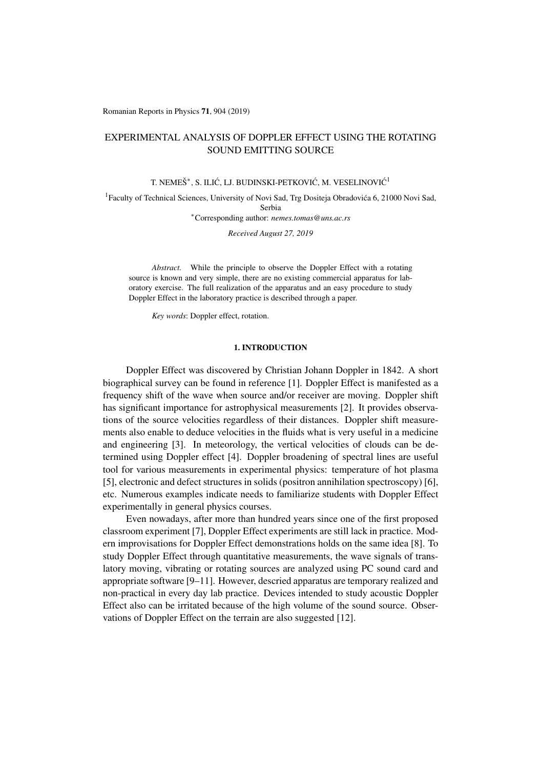# EXPERIMENTAL ANALYSIS OF DOPPLER EFFECT USING THE ROTATING SOUND EMITTING SOURCE

T. NEMEŠ*, S. ILIĆ, LJ. BUDINSKI-PETKOVIĆ, M. VESELINOVIĆ[1]

[1]Faculty of Technical Sciences, University of Novi Sad, Trg Dositeja Obradovića 6, 21000 Novi Sad, Serbia

*Corresponding author: *nemes.tomas@uns.ac.rs*

*Received August 27, 2019*

*Abstract.* While the principle to observe the Doppler Effect with a rotating source is known and very simple, there are no existing commercial apparatus for laboratory exercise. The full realization of the apparatus and an easy procedure to study Doppler Effect in the laboratory practice is described through a paper.

*Key words*: Doppler effect, rotation.

## 1. INTRODUCTION

Doppler Effect was discovered by Christian Johann Doppler in 1842. A short biographical survey can be found in reference [1]. Doppler Effect is manifested as a frequency shift of the wave when source and/or receiver are moving. Doppler shift has significant importance for astrophysical measurements [2]. It provides observations of the source velocities regardless of their distances. Doppler shift measurements also enable to deduce velocities in the fluids what is very useful in a medicine and engineering [3]. In meteorology, the vertical velocities of clouds can be determined using Doppler effect [4]. Doppler broadening of spectral lines are useful tool for various measurements in experimental physics: temperature of hot plasma [5], electronic and defect structures in solids (positron annihilation spectroscopy) [6], etc. Numerous examples indicate needs to familiarize students with Doppler Effect experimentally in general physics courses.

Even nowadays, after more than hundred years since one of the first proposed classroom experiment [7], Doppler Effect experiments are still lack in practice. Modern improvisations for Doppler Effect demonstrations holds on the same idea [8]. To study Doppler Effect through quantitative measurements, the wave signals of translatory moving, vibrating or rotating sources are analyzed using PC sound card and appropriate software [9–11]. However, descried apparatus are temporary realized and non-practical in every day lab practice. Devices intended to study acoustic Doppler Effect also can be irritated because of the high volume of the sound source. Observations of Doppler Effect on the terrain are also suggested [12].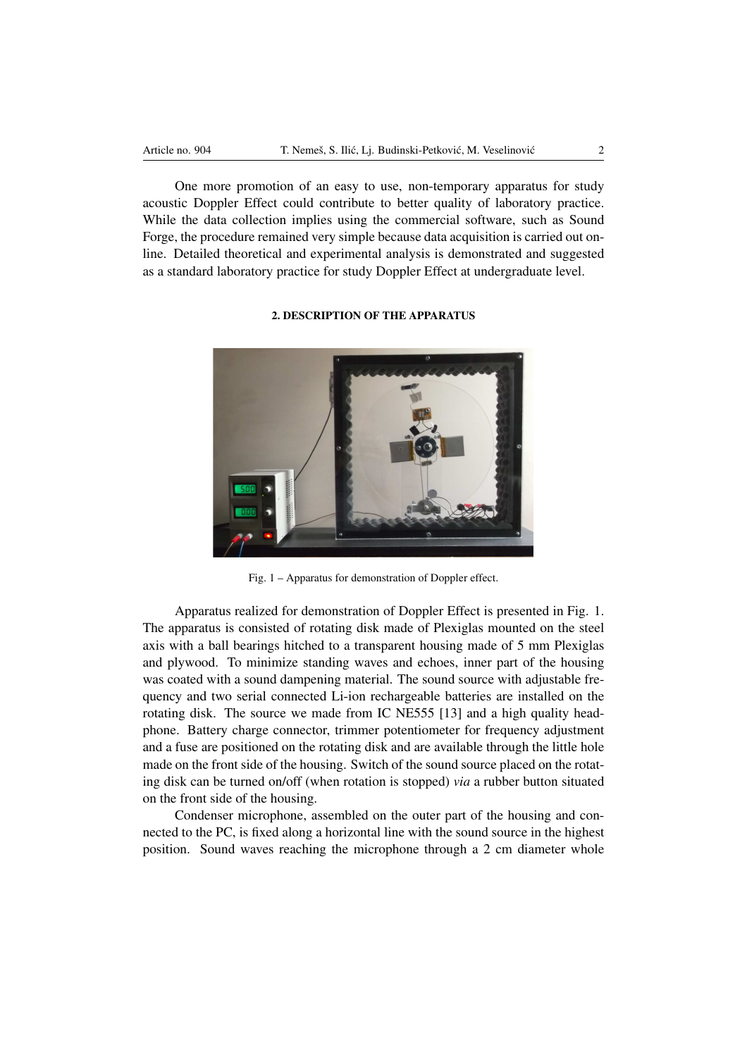One more promotion of an easy to use, non-temporary apparatus for study acoustic Doppler Effect could contribute to better quality of laboratory practice. While the data collection implies using the commercial software, such as Sound Forge, the procedure remained very simple because data acquisition is carried out on-line. Detailed theoretical and experimental analysis is demonstrated and suggested as a standard laboratory practice for study Doppler Effect at undergraduate level.

## 2. DESCRIPTION OF THE APPARATUS

Fig. 1 – Apparatus for demonstration of Doppler effect.

Apparatus realized for demonstration of Doppler Effect is presented in Fig. 1. The apparatus is consisted of rotating disk made of Plexiglas mounted on the steel axis with a ball bearings hitched to a transparent housing made of 5 mm Plexiglas and plywood. To minimize standing waves and echoes, inner part of the housing was coated with a sound dampening material. The sound source with adjustable frequency and two serial connected Li-ion rechargeable batteries are installed on the rotating disk. The source we made from IC NE555 [13] and a high quality headphone. Battery charge connector, trimmer potentiometer for frequency adjustment and a fuse are positioned on the rotating disk and are available through the little hole made on the front side of the housing. Switch of the sound source placed on the rotating disk can be turned on/off (when rotation is stopped) *via* a rubber button situated on the front side of the housing.

Condenser microphone, assembled on the outer part of the housing and connected to the PC, is fixed along a horizontal line with the sound source in the highest position. Sound waves reaching the microphone through a 2 cm diameter whole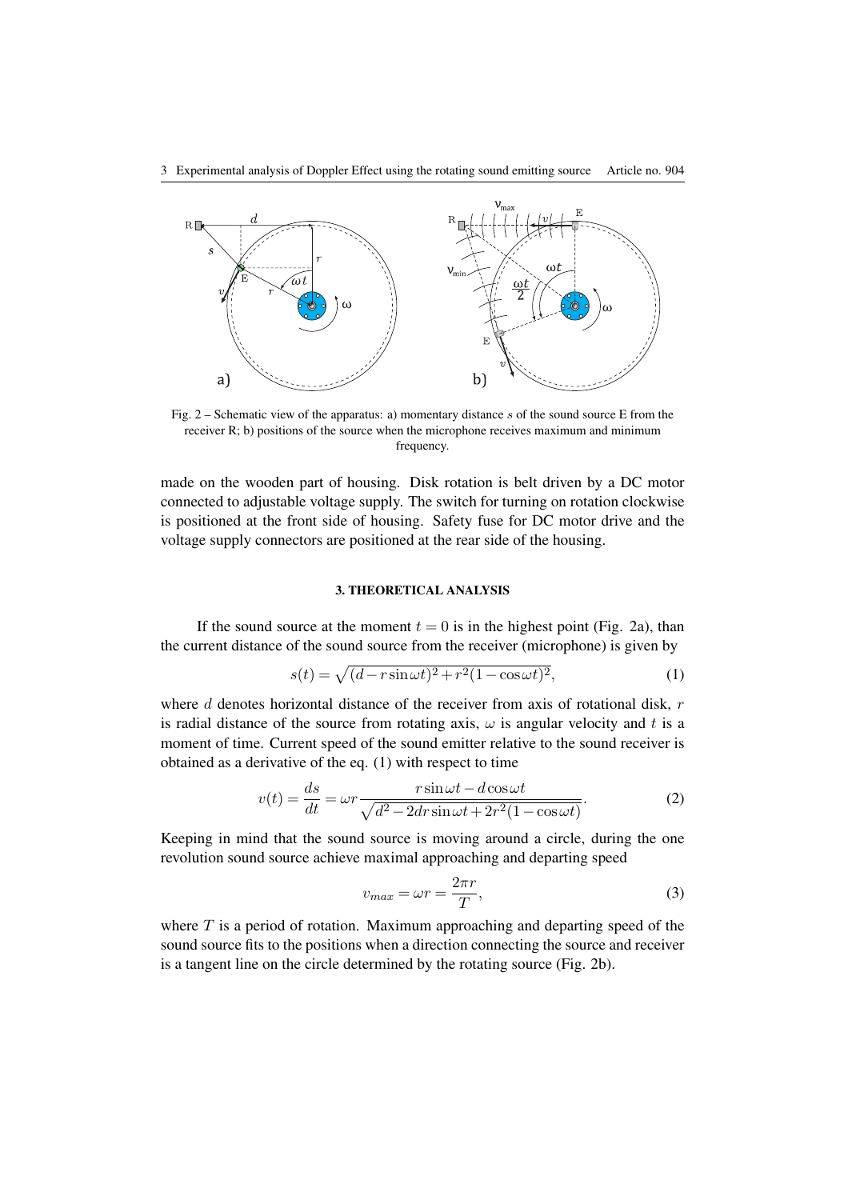Fig. 2 – Schematic view of the apparatus: a) momentary distance $s$ of the sound source E from the receiver R; b) positions of the source when the microphone receives maximum and minimum frequency.

made on the wooden part of housing. Disk rotation is belt driven by a DC motor connected to adjustable voltage supply. The switch for turning on rotation clockwise is positioned at the front side of housing. Safety fuse for DC motor drive and the voltage supply connectors are positioned at the rear side of the housing.

### 3. THEORETICAL ANALYSIS

If the sound source at the moment $t = 0$ is in the highest point (Fig. 2a), than the current distance of the sound source from the receiver (microphone) is given by

$$s(t) = \sqrt{(d - r\sin\omega t)^2 + r^2(1 - \cos\omega t)^2}, \tag{1}$$

where $d$ denotes horizontal distance of the receiver from axis of rotational disk, $r$ is radial distance of the source from rotating axis, $\omega$ is angular velocity and $t$ is a moment of time. Current speed of the sound emitter relative to the sound receiver is obtained as a derivative of the eq. (1) with respect to time

$$v(t) = \frac{ds}{dt} = \omega r \frac{r\sin\omega t - d\cos\omega t}{\sqrt{d^2 - 2dr\sin\omega t + 2r^2(1 - \cos\omega t)}}. \tag{2}$$

Keeping in mind that the sound source is moving around a circle, during the one revolution sound source achieve maximal approaching and departing speed

$$v_{max} = \omega r = \frac{2\pi r}{T}, \tag{3}$$

where $T$ is a period of rotation. Maximum approaching and departing speed of the sound source fits to the positions when a direction connecting the source and receiver is a tangent line on the circle determined by the rotating source (Fig. 2b).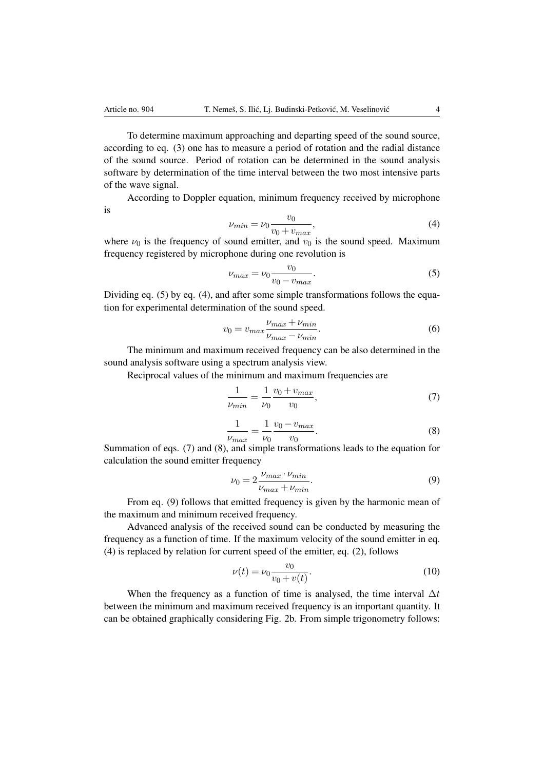To determine maximum approaching and departing speed of the sound source, according to eq. (3) one has to measure a period of rotation and the radial distance of the sound source. Period of rotation can be determined in the sound analysis software by determination of the time interval between the two most intensive parts of the wave signal.

According to Doppler equation, minimum frequency received by microphone is

$$\nu_{min} = \nu_0 \frac{v_0}{v_0 + v_{max}}, \tag{4}$$

where $\nu_0$ is the frequency of sound emitter, and $v_0$ is the sound speed. Maximum frequency registered by microphone during one revolution is

$$\nu_{max} = \nu_0 \frac{v_0}{v_0 - v_{max}}. \tag{5}$$

Dividing eq. (5) by eq. (4), and after some simple transformations follows the equation for experimental determination of the sound speed.

$$v_0 = v_{max} \frac{\nu_{max} + \nu_{min}}{\nu_{max} - \nu_{min}}. \tag{6}$$

The minimum and maximum received frequency can be also determined in the sound analysis software using a spectrum analysis view.

Reciprocal values of the minimum and maximum frequencies are

$$\frac{1}{\nu_{min}} = \frac{1}{\nu_0} \frac{v_0 + v_{max}}{v_0}, \tag{7}$$

$$\frac{1}{\nu_{max}} = \frac{1}{\nu_0} \frac{v_0 - v_{max}}{v_0}. \tag{8}$$

Summation of eqs. (7) and (8), and simple transformations leads to the equation for calculation the sound emitter frequency

$$\nu_0 = 2 \frac{\nu_{max} \cdot \nu_{min}}{\nu_{max} + \nu_{min}}. \tag{9}$$

From eq. (9) follows that emitted frequency is given by the harmonic mean of the maximum and minimum received frequency.

Advanced analysis of the received sound can be conducted by measuring the frequency as a function of time. If the maximum velocity of the sound emitter in eq. (4) is replaced by relation for current speed of the emitter, eq. (2), follows

$$\nu(t) = \nu_0 \frac{v_0}{v_0 + v(t)}. \tag{10}$$

When the frequency as a function of time is analysed, the time interval $\Delta t$ between the minimum and maximum received frequency is an important quantity. It can be obtained graphically considering Fig. 2b. From simple trigonometry follows: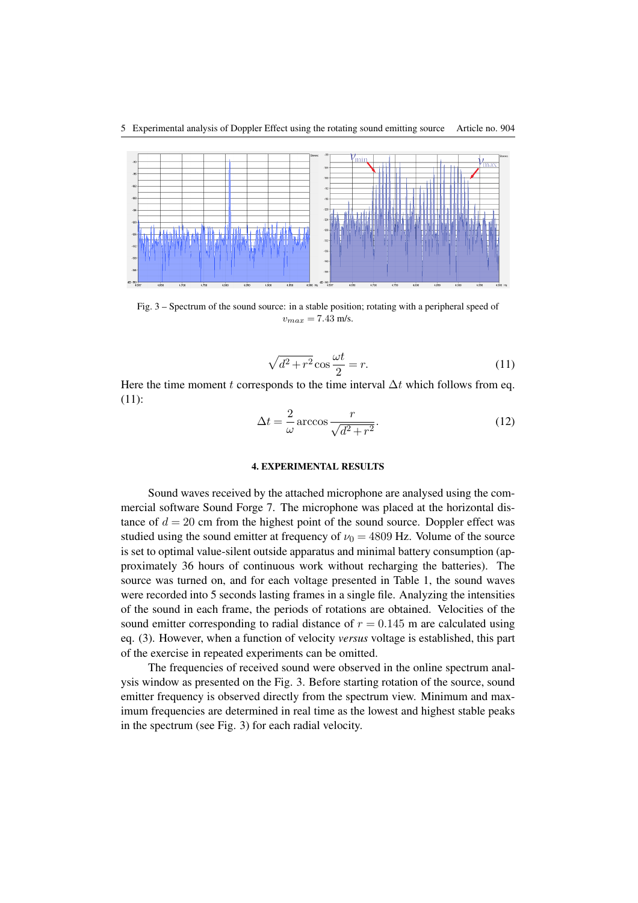Fig. 3 – Spectrum of the sound source: in a stable position; rotating with a peripheral speed of $v_{max} = 7.43$ m/s.

$$\sqrt{d^2 + r^2} \cos \frac{\omega t}{2} = r. \tag{11}$$

Here the time moment $t$ corresponds to the time interval $\Delta t$ which follows from eq. (11):

$$\Delta t = \frac{2}{\omega} \arccos \frac{r}{\sqrt{d^2 + r^2}}. \tag{12}$$

## 4. EXPERIMENTAL RESULTS

Sound waves received by the attached microphone are analysed using the commercial software Sound Forge 7. The microphone was placed at the horizontal distance of $d = 20$ cm from the highest point of the sound source. Doppler effect was studied using the sound emitter at frequency of $\nu_0 = 4809$ Hz. Volume of the source is set to optimal value-silent outside apparatus and minimal battery consumption (approximately 36 hours of continuous work without recharging the batteries). The source was turned on, and for each voltage presented in Table 1, the sound waves were recorded into 5 seconds lasting frames in a single file. Analyzing the intensities of the sound in each frame, the periods of rotations are obtained. Velocities of the sound emitter corresponding to radial distance of $r = 0.145$ m are calculated using eq. (3). However, when a function of velocity *versus* voltage is established, this part of the exercise in repeated experiments can be omitted.

The frequencies of received sound were observed in the online spectrum analysis window as presented on the Fig. 3. Before starting rotation of the source, sound emitter frequency is observed directly from the spectrum view. Minimum and maximum frequencies are determined in real time as the lowest and highest stable peaks in the spectrum (see Fig. 3) for each radial velocity.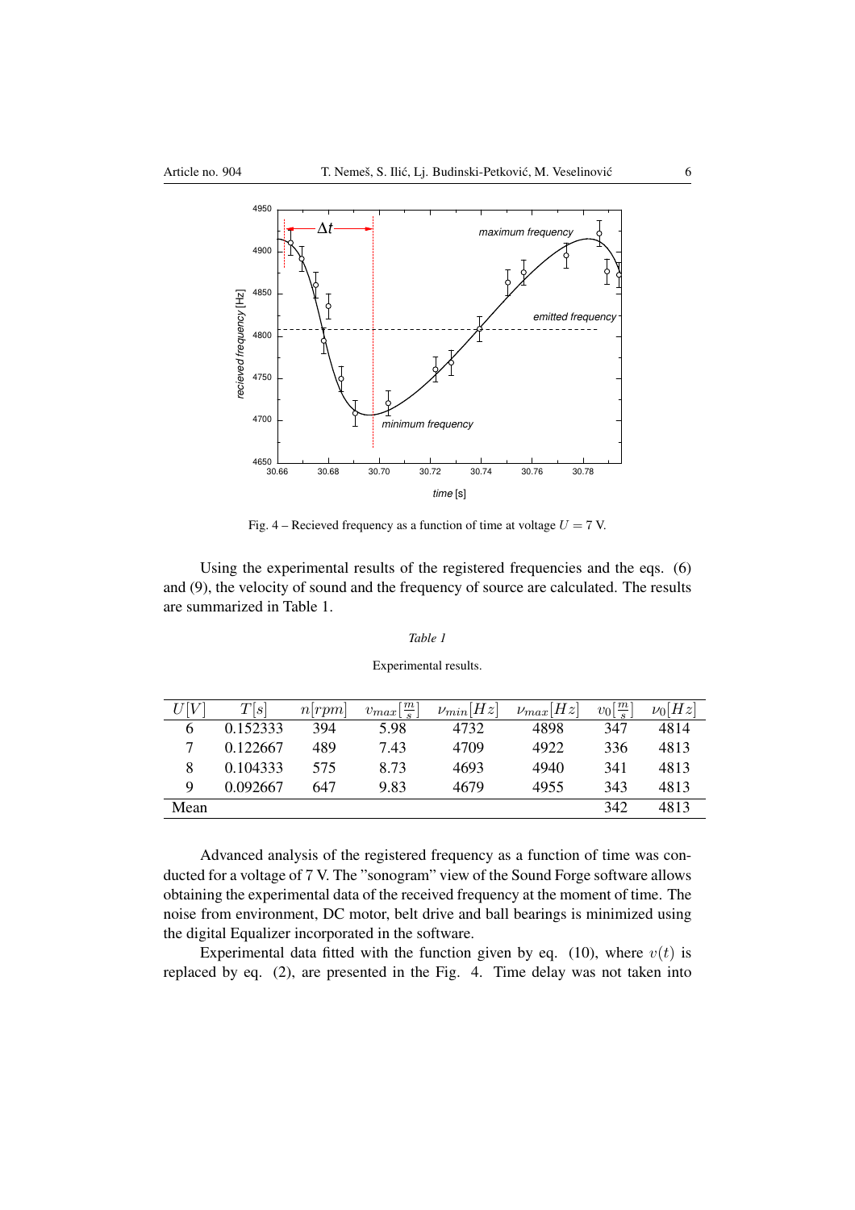Fig. 4 – Recieved frequency as a function of time at voltage $U = 7$ V.

Using the experimental results of the registered frequencies and the eqs. (6) and (9), the velocity of sound and the frequency of source are calculated. The results are summarized in Table 1.

*Table 1*

Experimental results.

| $U[V]$ | $T[s]$ | $n[rpm]$ | $v_{max}[\frac{m}{s}]$ | $\nu_{min}[Hz]$ | $\nu_{max}[Hz]$ | $v_0[\frac{m}{s}]$ | $\nu_0[Hz]$ |
|---|---|---|---|---|---|---|---|
| 6 | 0.152333 | 394 | 5.98 | 4732 | 4898 | 347 | 4814 |
| 7 | 0.122667 | 489 | 7.43 | 4709 | 4922 | 336 | 4813 |
| 8 | 0.104333 | 575 | 8.73 | 4693 | 4940 | 341 | 4813 |
| 9 | 0.092667 | 647 | 9.83 | 4679 | 4955 | 343 | 4813 |
| Mean | | | | | | 342 | 4813 |

Advanced analysis of the registered frequency as a function of time was conducted for a voltage of 7 V. The "sonogram" view of the Sound Forge software allows obtaining the experimental data of the received frequency at the moment of time. The noise from environment, DC motor, belt drive and ball bearings is minimized using the digital Equalizer incorporated in the software.

Experimental data fitted with the function given by eq. (10), where $v(t)$ is replaced by eq. (2), are presented in the Fig. 4. Time delay was not taken into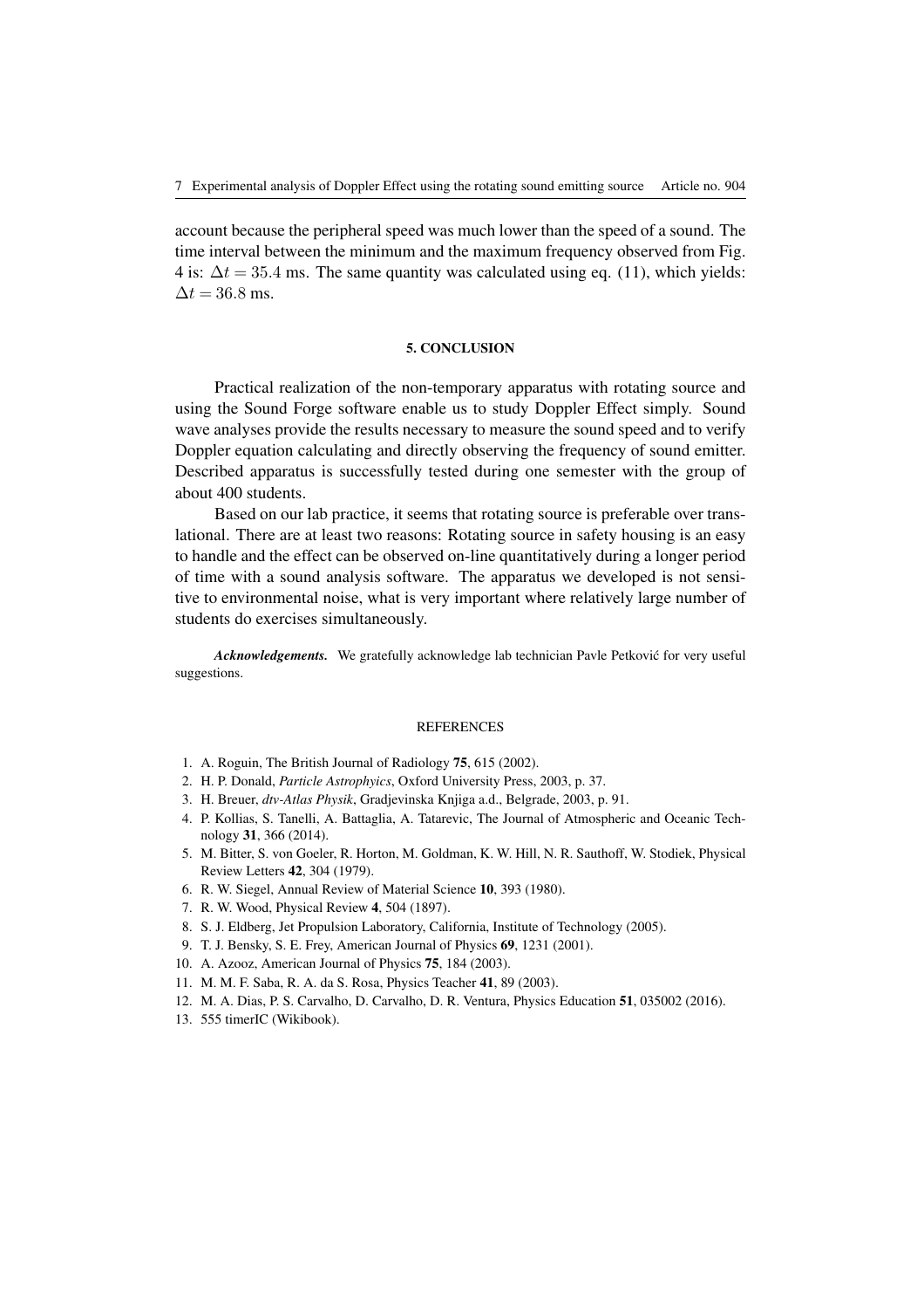account because the peripheral speed was much lower than the speed of a sound. The time interval between the minimum and the maximum frequency observed from Fig. 4 is: $\Delta t = 35.4$ ms. The same quantity was calculated using eq. (11), which yields: $\Delta t = 36.8$ ms.

## 5. CONCLUSION

Practical realization of the non-temporary apparatus with rotating source and using the Sound Forge software enable us to study Doppler Effect simply. Sound wave analyses provide the results necessary to measure the sound speed and to verify Doppler equation calculating and directly observing the frequency of sound emitter. Described apparatus is successfully tested during one semester with the group of about 400 students.

Based on our lab practice, it seems that rotating source is preferable over translational. There are at least two reasons: Rotating source in safety housing is an easy to handle and the effect can be observed on-line quantitatively during a longer period of time with a sound analysis software. The apparatus we developed is not sensitive to environmental noise, what is very important where relatively large number of students do exercises simultaneously.

***Acknowledgements.*** We gratefully acknowledge lab technician Pavle Petković for very useful suggestions.

## REFERENCES

1. A. Roguin, The British Journal of Radiology **75**, 615 (2002).
2. H. P. Donald, *Particle Astrophyics*, Oxford University Press, 2003, p. 37.
3. H. Breuer, *dtv-Atlas Physik*, Gradjevinska Knjiga a.d., Belgrade, 2003, p. 91.
4. P. Kollias, S. Tanelli, A. Battaglia, A. Tatarevic, The Journal of Atmospheric and Oceanic Technology **31**, 366 (2014).
5. M. Bitter, S. von Goeler, R. Horton, M. Goldman, K. W. Hill, N. R. Sauthoff, W. Stodiek, Physical Review Letters **42**, 304 (1979).
6. R. W. Siegel, Annual Review of Material Science **10**, 393 (1980).
7. R. W. Wood, Physical Review **4**, 504 (1897).
8. S. J. Eldberg, Jet Propulsion Laboratory, California, Institute of Technology (2005).
9. T. J. Bensky, S. E. Frey, American Journal of Physics **69**, 1231 (2001).
10. A. Azooz, American Journal of Physics **75**, 184 (2003).
11. M. M. F. Saba, R. A. da S. Rosa, Physics Teacher **41**, 89 (2003).
12. M. A. Dias, P. S. Carvalho, D. Carvalho, D. R. Ventura, Physics Education **51**, 035002 (2016).
13. 555 timerIC (Wikibook).